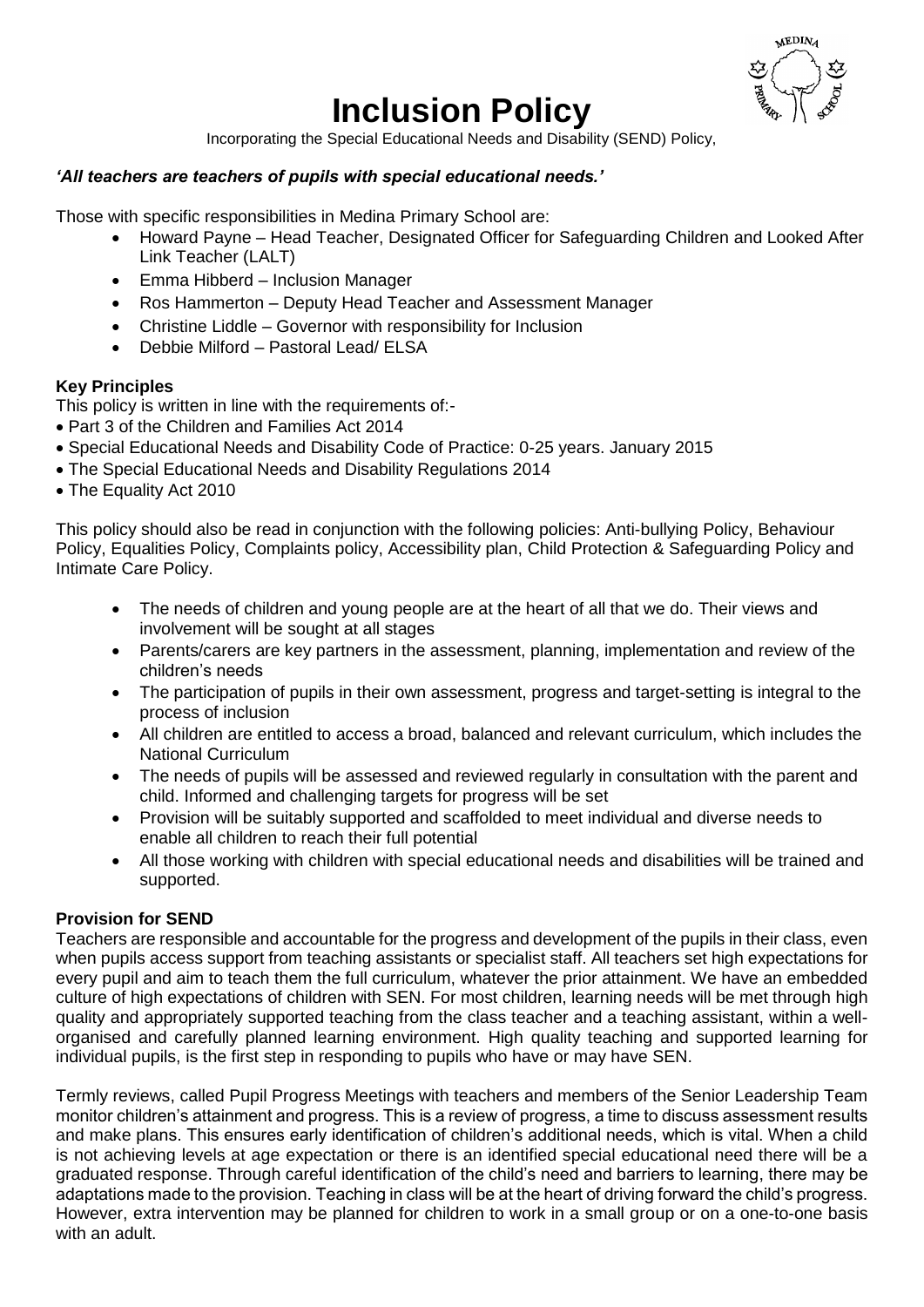# Inclusion Policy

Incorporating the Special Educational Needs and Disability (SEND) Policy,

***'All teachers are teachers of pupils with special educational needs.'***

Those with specific responsibilities in Medina Primary School are:

- Howard Payne – Head Teacher, Designated Officer for Safeguarding Children and Looked After Link Teacher (LALT)
- Emma Hibberd – Inclusion Manager
- Ros Hammerton – Deputy Head Teacher and Assessment Manager
- Christine Liddle – Governor with responsibility for Inclusion
- Debbie Milford – Pastoral Lead/ ELSA

**Key Principles**

This policy is written in line with the requirements of:-

- Part 3 of the Children and Families Act 2014
- Special Educational Needs and Disability Code of Practice: 0-25 years. January 2015
- The Special Educational Needs and Disability Regulations 2014
- The Equality Act 2010

This policy should also be read in conjunction with the following policies: Anti-bullying Policy, Behaviour Policy, Equalities Policy, Complaints policy, Accessibility plan, Child Protection & Safeguarding Policy and Intimate Care Policy.

- The needs of children and young people are at the heart of all that we do. Their views and involvement will be sought at all stages
- Parents/carers are key partners in the assessment, planning, implementation and review of the children's needs
- The participation of pupils in their own assessment, progress and target-setting is integral to the process of inclusion
- All children are entitled to access a broad, balanced and relevant curriculum, which includes the National Curriculum
- The needs of pupils will be assessed and reviewed regularly in consultation with the parent and child. Informed and challenging targets for progress will be set
- Provision will be suitably supported and scaffolded to meet individual and diverse needs to enable all children to reach their full potential
- All those working with children with special educational needs and disabilities will be trained and supported.

**Provision for SEND**

Teachers are responsible and accountable for the progress and development of the pupils in their class, even when pupils access support from teaching assistants or specialist staff. All teachers set high expectations for every pupil and aim to teach them the full curriculum, whatever the prior attainment. We have an embedded culture of high expectations of children with SEN. For most children, learning needs will be met through high quality and appropriately supported teaching from the class teacher and a teaching assistant, within a well-organised and carefully planned learning environment. High quality teaching and supported learning for individual pupils, is the first step in responding to pupils who have or may have SEN.

Termly reviews, called Pupil Progress Meetings with teachers and members of the Senior Leadership Team monitor children's attainment and progress. This is a review of progress, a time to discuss assessment results and make plans. This ensures early identification of children's additional needs, which is vital. When a child is not achieving levels at age expectation or there is an identified special educational need there will be a graduated response. Through careful identification of the child's need and barriers to learning, there may be adaptations made to the provision. Teaching in class will be at the heart of driving forward the child's progress. However, extra intervention may be planned for children to work in a small group or on a one-to-one basis with an adult.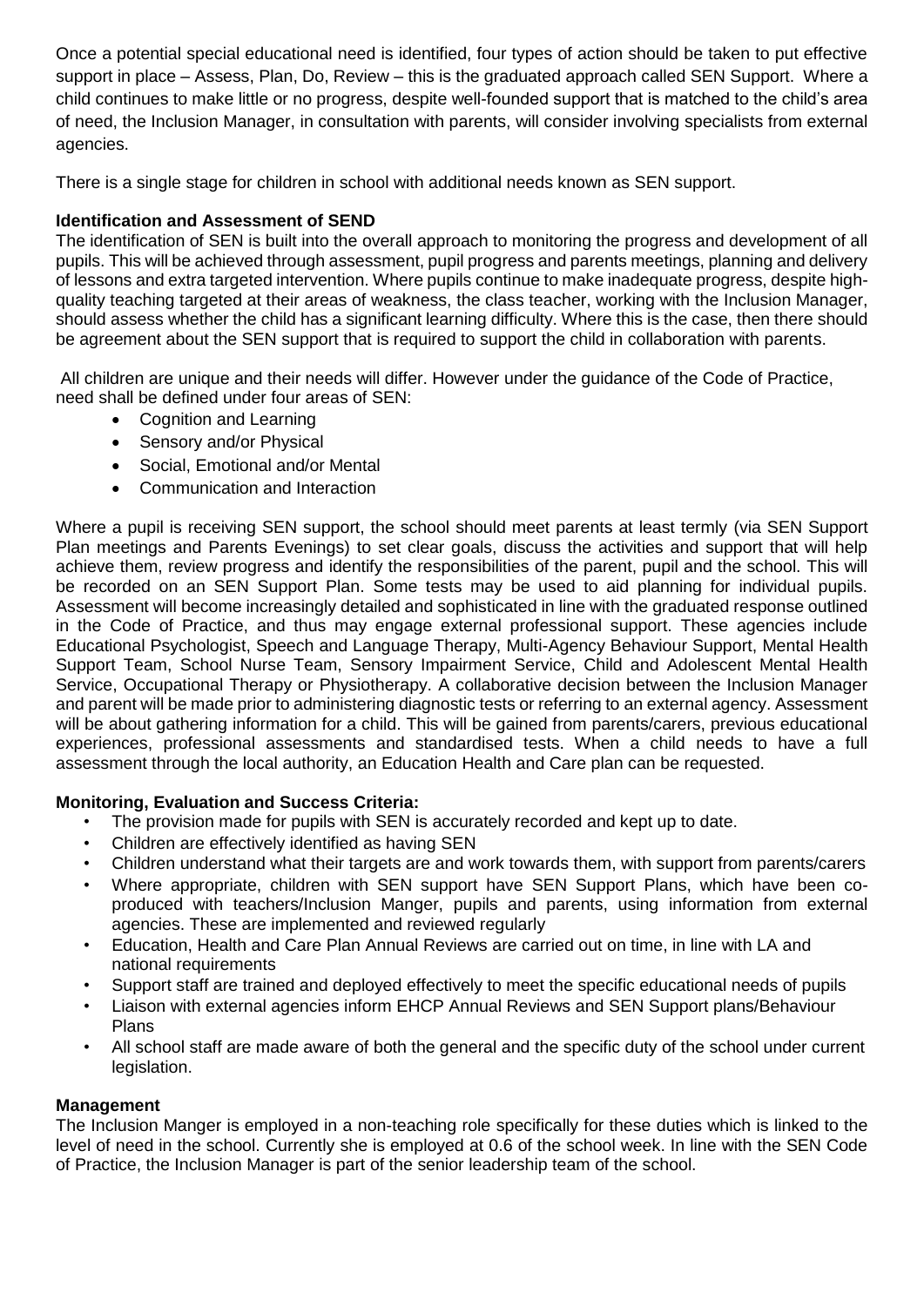Once a potential special educational need is identified, four types of action should be taken to put effective support in place – Assess, Plan, Do, Review – this is the graduated approach called SEN Support. Where a child continues to make little or no progress, despite well-founded support that is matched to the child's area of need, the Inclusion Manager, in consultation with parents, will consider involving specialists from external agencies.

There is a single stage for children in school with additional needs known as SEN support.

**Identification and Assessment of SEND**

The identification of SEN is built into the overall approach to monitoring the progress and development of all pupils. This will be achieved through assessment, pupil progress and parents meetings, planning and delivery of lessons and extra targeted intervention. Where pupils continue to make inadequate progress, despite high-quality teaching targeted at their areas of weakness, the class teacher, working with the Inclusion Manager, should assess whether the child has a significant learning difficulty. Where this is the case, then there should be agreement about the SEN support that is required to support the child in collaboration with parents.

All children are unique and their needs will differ. However under the guidance of the Code of Practice, need shall be defined under four areas of SEN:

- Cognition and Learning
- Sensory and/or Physical
- Social, Emotional and/or Mental
- Communication and Interaction

Where a pupil is receiving SEN support, the school should meet parents at least termly (via SEN Support Plan meetings and Parents Evenings) to set clear goals, discuss the activities and support that will help achieve them, review progress and identify the responsibilities of the parent, pupil and the school. This will be recorded on an SEN Support Plan. Some tests may be used to aid planning for individual pupils. Assessment will become increasingly detailed and sophisticated in line with the graduated response outlined in the Code of Practice, and thus may engage external professional support. These agencies include Educational Psychologist, Speech and Language Therapy, Multi-Agency Behaviour Support, Mental Health Support Team, School Nurse Team, Sensory Impairment Service, Child and Adolescent Mental Health Service, Occupational Therapy or Physiotherapy. A collaborative decision between the Inclusion Manager and parent will be made prior to administering diagnostic tests or referring to an external agency. Assessment will be about gathering information for a child. This will be gained from parents/carers, previous educational experiences, professional assessments and standardised tests. When a child needs to have a full assessment through the local authority, an Education Health and Care plan can be requested.

**Monitoring, Evaluation and Success Criteria:**

- The provision made for pupils with SEN is accurately recorded and kept up to date.
- Children are effectively identified as having SEN
- Children understand what their targets are and work towards them, with support from parents/carers
- Where appropriate, children with SEN support have SEN Support Plans, which have been co-produced with teachers/Inclusion Manger, pupils and parents, using information from external agencies. These are implemented and reviewed regularly
- Education, Health and Care Plan Annual Reviews are carried out on time, in line with LA and national requirements
- Support staff are trained and deployed effectively to meet the specific educational needs of pupils
- Liaison with external agencies inform EHCP Annual Reviews and SEN Support plans/Behaviour Plans
- All school staff are made aware of both the general and the specific duty of the school under current legislation.

**Management**

The Inclusion Manger is employed in a non-teaching role specifically for these duties which is linked to the level of need in the school. Currently she is employed at 0.6 of the school week. In line with the SEN Code of Practice, the Inclusion Manager is part of the senior leadership team of the school.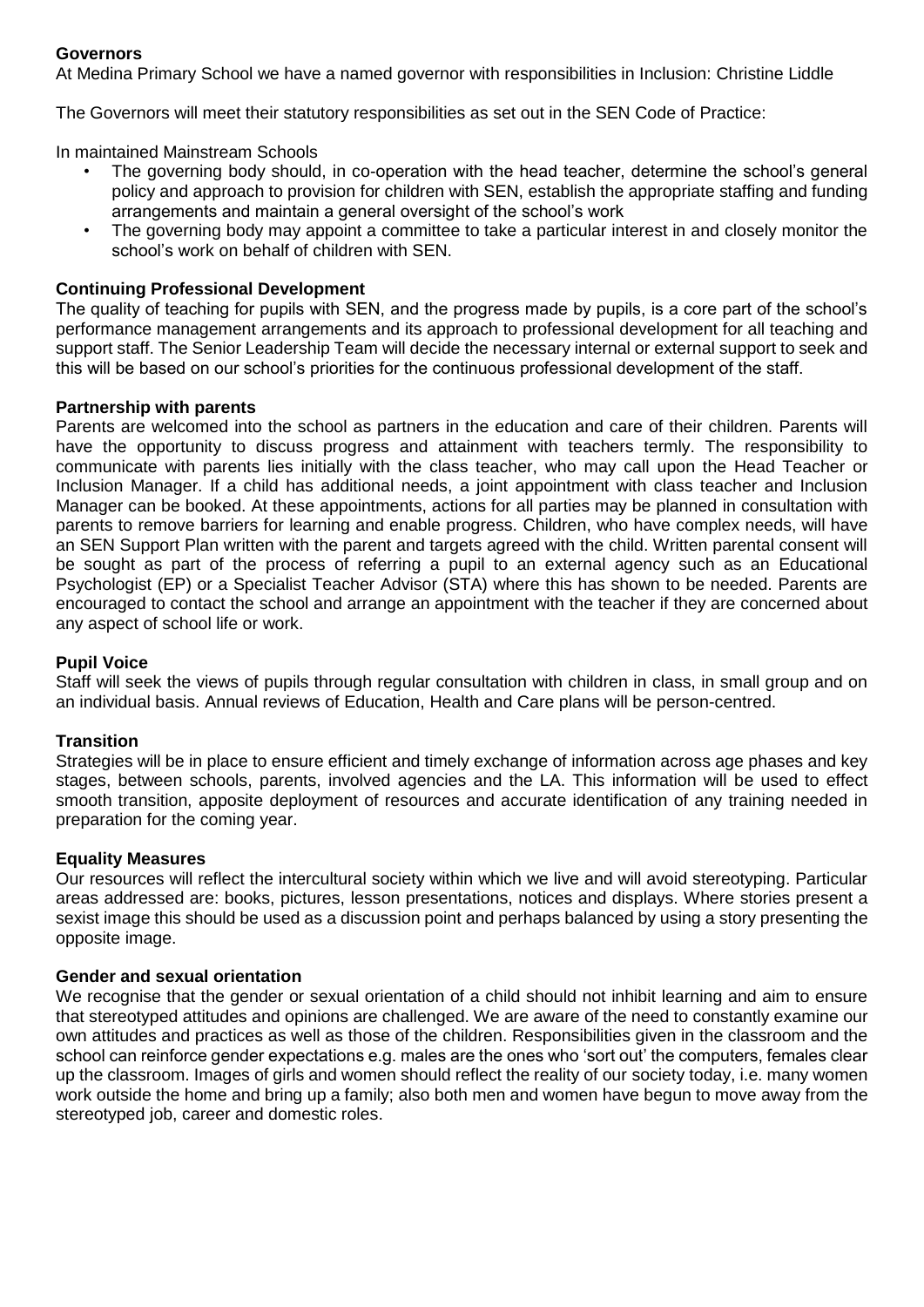**Governors**

At Medina Primary School we have a named governor with responsibilities in Inclusion: Christine Liddle

The Governors will meet their statutory responsibilities as set out in the SEN Code of Practice:

In maintained Mainstream Schools

- The governing body should, in co-operation with the head teacher, determine the school's general policy and approach to provision for children with SEN, establish the appropriate staffing and funding arrangements and maintain a general oversight of the school's work
- The governing body may appoint a committee to take a particular interest in and closely monitor the school's work on behalf of children with SEN.

**Continuing Professional Development**

The quality of teaching for pupils with SEN, and the progress made by pupils, is a core part of the school's performance management arrangements and its approach to professional development for all teaching and support staff. The Senior Leadership Team will decide the necessary internal or external support to seek and this will be based on our school's priorities for the continuous professional development of the staff.

**Partnership with parents**

Parents are welcomed into the school as partners in the education and care of their children. Parents will have the opportunity to discuss progress and attainment with teachers termly. The responsibility to communicate with parents lies initially with the class teacher, who may call upon the Head Teacher or Inclusion Manager. If a child has additional needs, a joint appointment with class teacher and Inclusion Manager can be booked. At these appointments, actions for all parties may be planned in consultation with parents to remove barriers for learning and enable progress. Children, who have complex needs, will have an SEN Support Plan written with the parent and targets agreed with the child. Written parental consent will be sought as part of the process of referring a pupil to an external agency such as an Educational Psychologist (EP) or a Specialist Teacher Advisor (STA) where this has shown to be needed. Parents are encouraged to contact the school and arrange an appointment with the teacher if they are concerned about any aspect of school life or work.

**Pupil Voice**

Staff will seek the views of pupils through regular consultation with children in class, in small group and on an individual basis. Annual reviews of Education, Health and Care plans will be person-centred.

**Transition**

Strategies will be in place to ensure efficient and timely exchange of information across age phases and key stages, between schools, parents, involved agencies and the LA. This information will be used to effect smooth transition, apposite deployment of resources and accurate identification of any training needed in preparation for the coming year.

**Equality Measures**

Our resources will reflect the intercultural society within which we live and will avoid stereotyping. Particular areas addressed are: books, pictures, lesson presentations, notices and displays. Where stories present a sexist image this should be used as a discussion point and perhaps balanced by using a story presenting the opposite image.

**Gender and sexual orientation**

We recognise that the gender or sexual orientation of a child should not inhibit learning and aim to ensure that stereotyped attitudes and opinions are challenged. We are aware of the need to constantly examine our own attitudes and practices as well as those of the children. Responsibilities given in the classroom and the school can reinforce gender expectations e.g. males are the ones who 'sort out' the computers, females clear up the classroom. Images of girls and women should reflect the reality of our society today, i.e. many women work outside the home and bring up a family; also both men and women have begun to move away from the stereotyped job, career and domestic roles.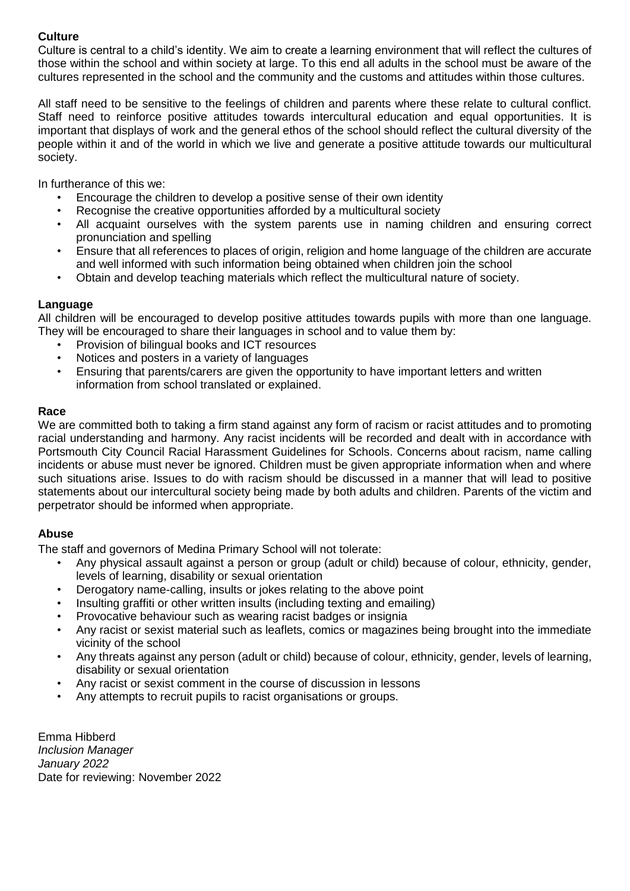**Culture**

Culture is central to a child's identity. We aim to create a learning environment that will reflect the cultures of those within the school and within society at large. To this end all adults in the school must be aware of the cultures represented in the school and the community and the customs and attitudes within those cultures.

All staff need to be sensitive to the feelings of children and parents where these relate to cultural conflict. Staff need to reinforce positive attitudes towards intercultural education and equal opportunities. It is important that displays of work and the general ethos of the school should reflect the cultural diversity of the people within it and of the world in which we live and generate a positive attitude towards our multicultural society.

In furtherance of this we:

- Encourage the children to develop a positive sense of their own identity
- Recognise the creative opportunities afforded by a multicultural society
- All acquaint ourselves with the system parents use in naming children and ensuring correct pronunciation and spelling
- Ensure that all references to places of origin, religion and home language of the children are accurate and well informed with such information being obtained when children join the school
- Obtain and develop teaching materials which reflect the multicultural nature of society.

**Language**

All children will be encouraged to develop positive attitudes towards pupils with more than one language. They will be encouraged to share their languages in school and to value them by:

- Provision of bilingual books and ICT resources
- Notices and posters in a variety of languages
- Ensuring that parents/carers are given the opportunity to have important letters and written information from school translated or explained.

**Race**

We are committed both to taking a firm stand against any form of racism or racist attitudes and to promoting racial understanding and harmony. Any racist incidents will be recorded and dealt with in accordance with Portsmouth City Council Racial Harassment Guidelines for Schools. Concerns about racism, name calling incidents or abuse must never be ignored. Children must be given appropriate information when and where such situations arise. Issues to do with racism should be discussed in a manner that will lead to positive statements about our intercultural society being made by both adults and children. Parents of the victim and perpetrator should be informed when appropriate.

**Abuse**

The staff and governors of Medina Primary School will not tolerate:

- Any physical assault against a person or group (adult or child) because of colour, ethnicity, gender, levels of learning, disability or sexual orientation
- Derogatory name-calling, insults or jokes relating to the above point
- Insulting graffiti or other written insults (including texting and emailing)
- Provocative behaviour such as wearing racist badges or insignia
- Any racist or sexist material such as leaflets, comics or magazines being brought into the immediate vicinity of the school
- Any threats against any person (adult or child) because of colour, ethnicity, gender, levels of learning, disability or sexual orientation
- Any racist or sexist comment in the course of discussion in lessons
- Any attempts to recruit pupils to racist organisations or groups.

Emma Hibberd
*Inclusion Manager*
*January 2022*
Date for reviewing: November 2022